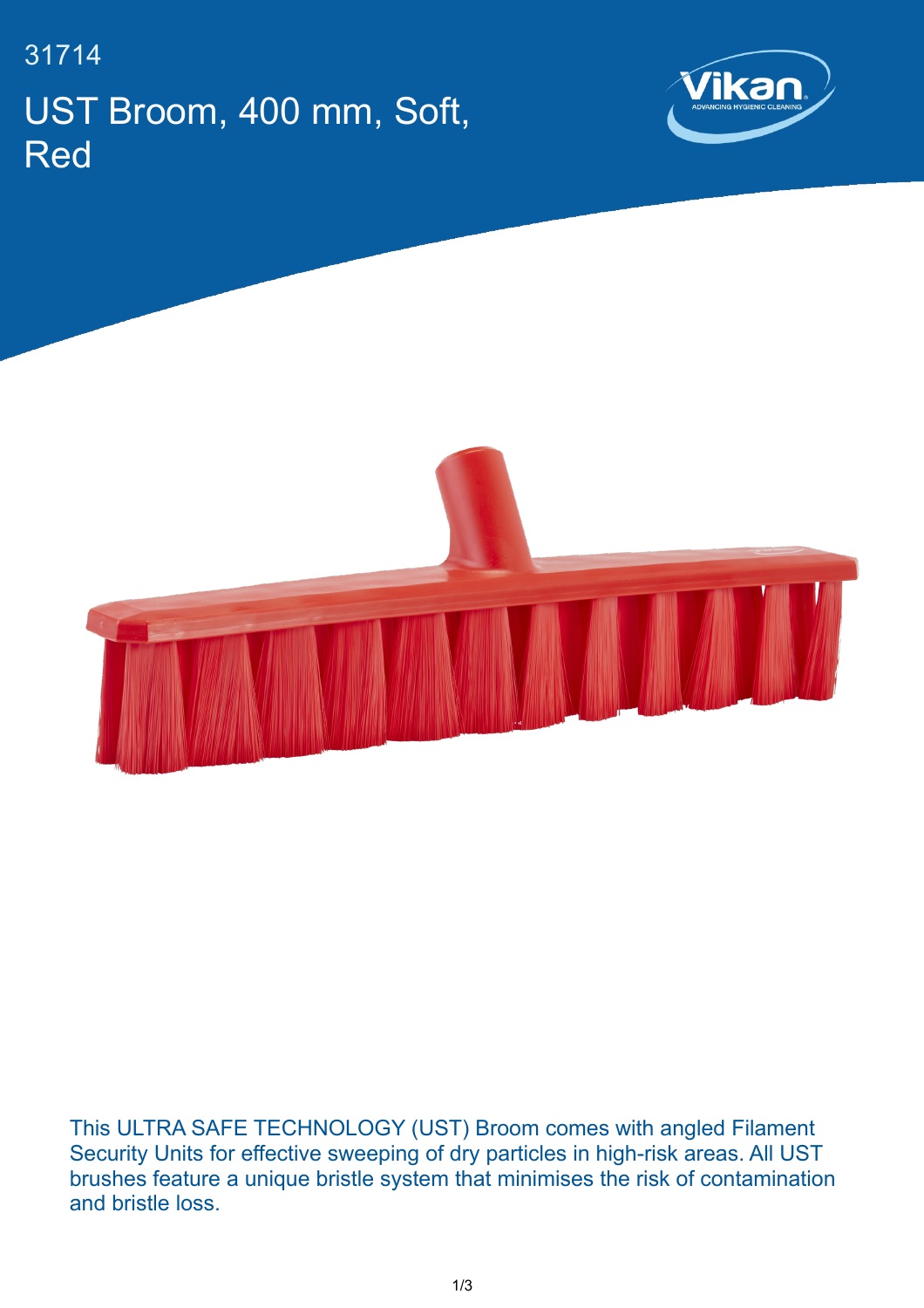31714

# UST Broom, 400 mm, Soft, Red

This ULTRA SAFE TECHNOLOGY (UST) Broom comes with angled Filament Security Units for effective sweeping of dry particles in high-risk areas. All UST brushes feature a unique bristle system that minimises the risk of contamination and bristle loss.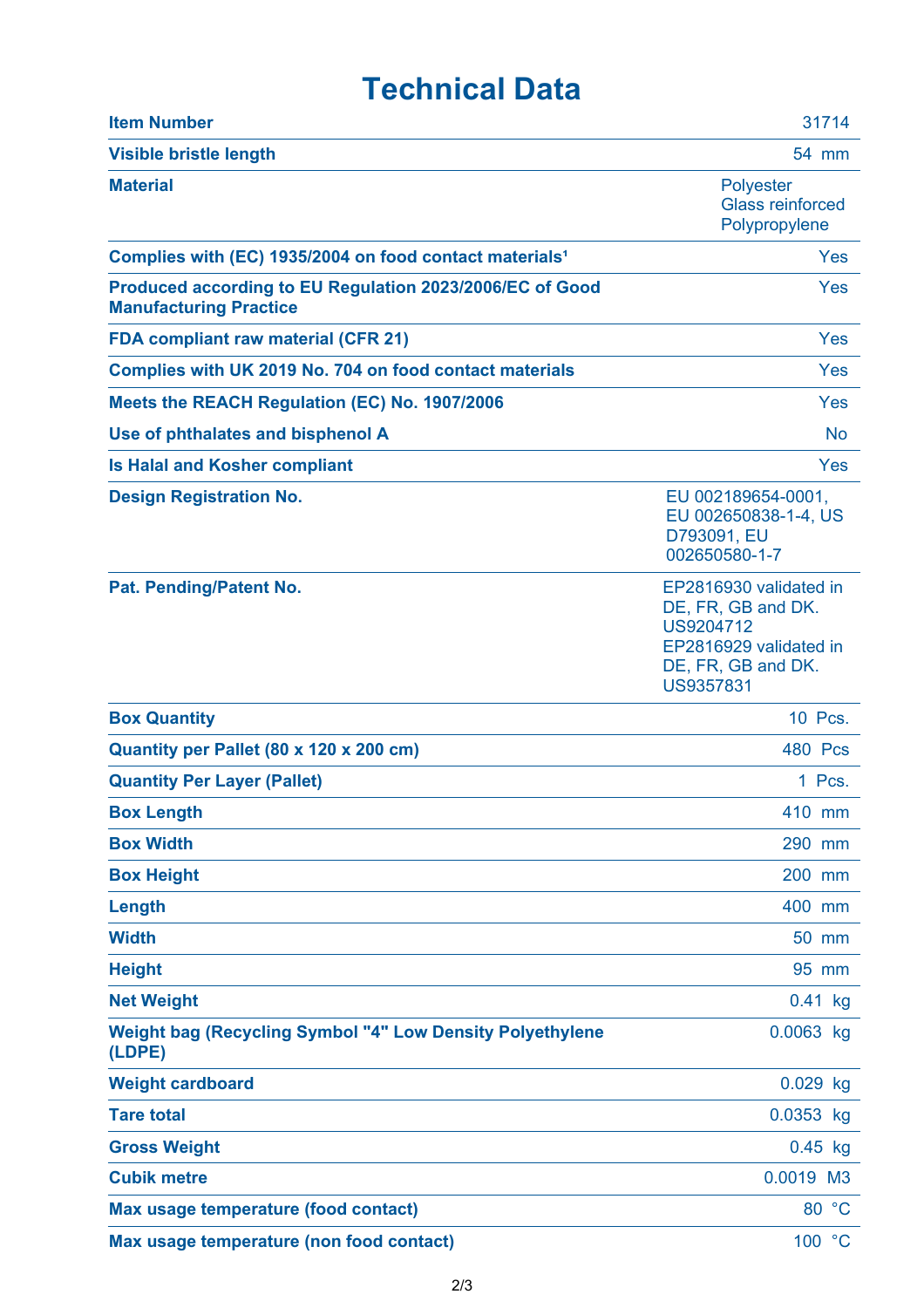# Technical Data

| | |
|---|---|
| **Item Number** | 31714 |
| **Visible bristle length** | 54 mm |
| **Material** | Polyester<br>Glass reinforced Polypropylene |
| **Complies with (EC) 1935/2004 on food contact materials¹** | Yes |
| **Produced according to EU Regulation 2023/2006/EC of Good Manufacturing Practice** | Yes |
| **FDA compliant raw material (CFR 21)** | Yes |
| **Complies with UK 2019 No. 704 on food contact materials** | Yes |
| **Meets the REACH Regulation (EC) No. 1907/2006** | Yes |
| **Use of phthalates and bisphenol A** | No |
| **Is Halal and Kosher compliant** | Yes |
| **Design Registration No.** | EU 002189654-0001, EU 002650838-1-4, US D793091, EU 002650580-1-7 |
| **Pat. Pending/Patent No.** | EP2816930 validated in DE, FR, GB and DK. US9204712<br>EP2816929 validated in DE, FR, GB and DK. US9357831 |
| **Box Quantity** | 10 Pcs. |
| **Quantity per Pallet (80 x 120 x 200 cm)** | 480 Pcs |
| **Quantity Per Layer (Pallet)** | 1 Pcs. |
| **Box Length** | 410 mm |
| **Box Width** | 290 mm |
| **Box Height** | 200 mm |
| **Length** | 400 mm |
| **Width** | 50 mm |
| **Height** | 95 mm |
| **Net Weight** | 0.41 kg |
| **Weight bag (Recycling Symbol "4" Low Density Polyethylene (LDPE)** | 0.0063 kg |
| **Weight cardboard** | 0.029 kg |
| **Tare total** | 0.0353 kg |
| **Gross Weight** | 0.45 kg |
| **Cubik metre** | 0.0019 M3 |
| **Max usage temperature (food contact)** | 80 °C |
| **Max usage temperature (non food contact)** | 100 °C |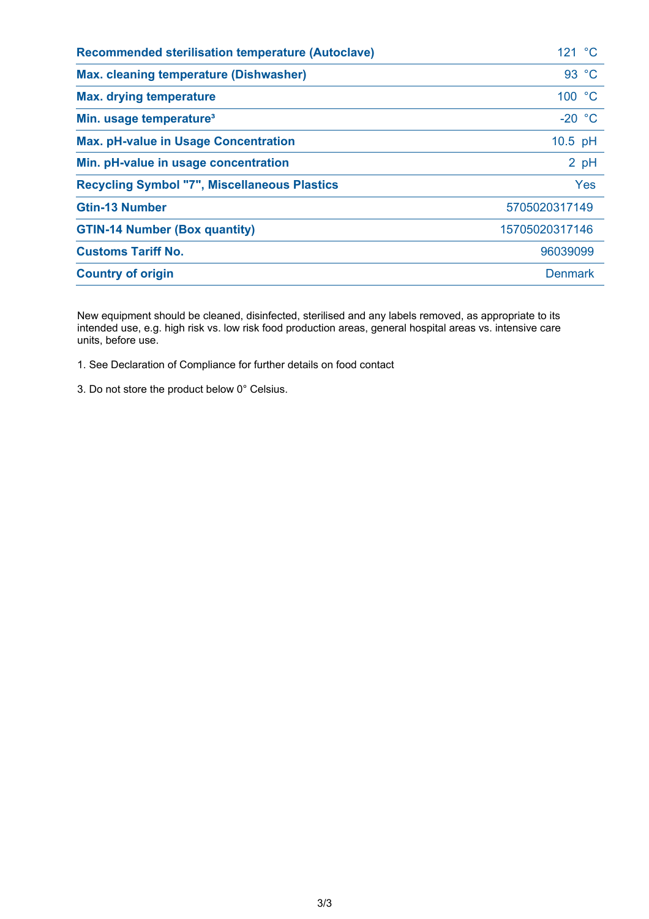| | |
|---|---|
| **Recommended sterilisation temperature (Autoclave)** | 121 °C |
| **Max. cleaning temperature (Dishwasher)** | 93 °C |
| **Max. drying temperature** | 100 °C |
| **Min. usage temperature[3]** | -20 °C |
| **Max. pH-value in Usage Concentration** | 10.5 pH |
| **Min. pH-value in usage concentration** | 2 pH |
| **Recycling Symbol "7", Miscellaneous Plastics** | Yes |
| **Gtin-13 Number** | 5705020317149 |
| **GTIN-14 Number (Box quantity)** | 15705020317146 |
| **Customs Tariff No.** | 96039099 |
| **Country of origin** | Denmark |

New equipment should be cleaned, disinfected, sterilised and any labels removed, as appropriate to its intended use, e.g. high risk vs. low risk food production areas, general hospital areas vs. intensive care units, before use.

1. See Declaration of Compliance for further details on food contact

3. Do not store the product below 0° Celsius.